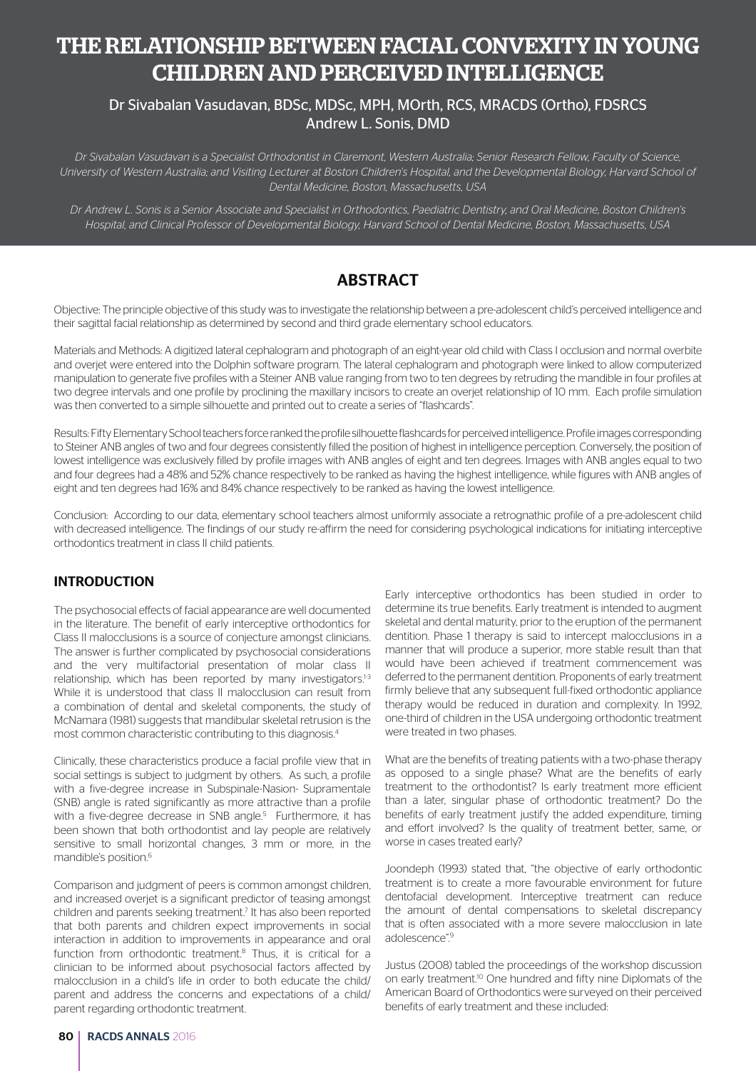# THE RELATIONSHIP BETWEEN FACIAL CONVEXITY IN YOUNG CHILDREN AND PERCEIVED INTELLIGENCE

Dr Sivabalan Vasudavan, BDSc, MDSc, MPH, MOrth, RCS, MRACDS (Ortho), FDSRCS
Andrew L. Sonis, DMD

*Dr Sivabalan Vasudavan is a Specialist Orthodontist in Claremont, Western Australia; Senior Research Fellow, Faculty of Science, University of Western Australia; and Visiting Lecturer at Boston Children's Hospital, and the Developmental Biology, Harvard School of Dental Medicine, Boston, Massachusetts, USA*

*Dr Andrew L. Sonis is a Senior Associate and Specialist in Orthodontics, Paediatric Dentistry, and Oral Medicine, Boston Children's Hospital, and Clinical Professor of Developmental Biology, Harvard School of Dental Medicine, Boston, Massachusetts, USA*

## ABSTRACT

Objective: The principle objective of this study was to investigate the relationship between a pre-adolescent child's perceived intelligence and their sagittal facial relationship as determined by second and third grade elementary school educators.

Materials and Methods: A digitized lateral cephalogram and photograph of an eight-year old child with Class I occlusion and normal overbite and overjet were entered into the Dolphin software program. The lateral cephalogram and photograph were linked to allow computerized manipulation to generate five profiles with a Steiner ANB value ranging from two to ten degrees by retruding the mandible in four profiles at two degree intervals and one profile by proclining the maxillary incisors to create an overjet relationship of 10 mm. Each profile simulation was then converted to a simple silhouette and printed out to create a series of "flashcards".

Results: Fifty Elementary School teachers force ranked the profile silhouette flashcards for perceived intelligence. Profile images corresponding to Steiner ANB angles of two and four degrees consistently filled the position of highest in intelligence perception. Conversely, the position of lowest intelligence was exclusively filled by profile images with ANB angles of eight and ten degrees. Images with ANB angles equal to two and four degrees had a 48% and 52% chance respectively to be ranked as having the highest intelligence, while figures with ANB angles of eight and ten degrees had 16% and 84% chance respectively to be ranked as having the lowest intelligence.

Conclusion: According to our data, elementary school teachers almost uniformly associate a retrognathic profile of a pre-adolescent child with decreased intelligence. The findings of our study re-affirm the need for considering psychological indications for initiating interceptive orthodontics treatment in class II child patients.

## INTRODUCTION

The psychosocial effects of facial appearance are well documented in the literature. The benefit of early interceptive orthodontics for Class II malocclusions is a source of conjecture amongst clinicians. The answer is further complicated by psychosocial considerations and the very multifactorial presentation of molar class II relationship, which has been reported by many investigators.[1-3] While it is understood that class II malocclusion can result from a combination of dental and skeletal components, the study of McNamara (1981) suggests that mandibular skeletal retrusion is the most common characteristic contributing to this diagnosis.[4]

Clinically, these characteristics produce a facial profile view that in social settings is subject to judgment by others. As such, a profile with a five-degree increase in Subspinale-Nasion- Supramentale (SNB) angle is rated significantly as more attractive than a profile with a five-degree decrease in SNB angle.[5] Furthermore, it has been shown that both orthodontist and lay people are relatively sensitive to small horizontal changes, 3 mm or more, in the mandible's position.[6]

Comparison and judgment of peers is common amongst children, and increased overjet is a significant predictor of teasing amongst children and parents seeking treatment.[7] It has also been reported that both parents and children expect improvements in social interaction in addition to improvements in appearance and oral function from orthodontic treatment.[8] Thus, it is critical for a clinician to be informed about psychosocial factors affected by malocclusion in a child's life in order to both educate the child/parent and address the concerns and expectations of a child/parent regarding orthodontic treatment.

Early interceptive orthodontics has been studied in order to determine its true benefits. Early treatment is intended to augment skeletal and dental maturity, prior to the eruption of the permanent dentition. Phase 1 therapy is said to intercept malocclusions in a manner that will produce a superior, more stable result than that would have been achieved if treatment commencement was deferred to the permanent dentition. Proponents of early treatment firmly believe that any subsequent full-fixed orthodontic appliance therapy would be reduced in duration and complexity. In 1992, one-third of children in the USA undergoing orthodontic treatment were treated in two phases.

What are the benefits of treating patients with a two-phase therapy as opposed to a single phase? What are the benefits of early treatment to the orthodontist? Is early treatment more efficient than a later, singular phase of orthodontic treatment? Do the benefits of early treatment justify the added expenditure, timing and effort involved? Is the quality of treatment better, same, or worse in cases treated early?

Joondeph (1993) stated that, "the objective of early orthodontic treatment is to create a more favourable environment for future dentofacial development. Interceptive treatment can reduce the amount of dental compensations to skeletal discrepancy that is often associated with a more severe malocclusion in late adolescence".[9]

Justus (2008) tabled the proceedings of the workshop discussion on early treatment.[10] One hundred and fifty nine Diplomats of the American Board of Orthodontics were surveyed on their perceived benefits of early treatment and these included: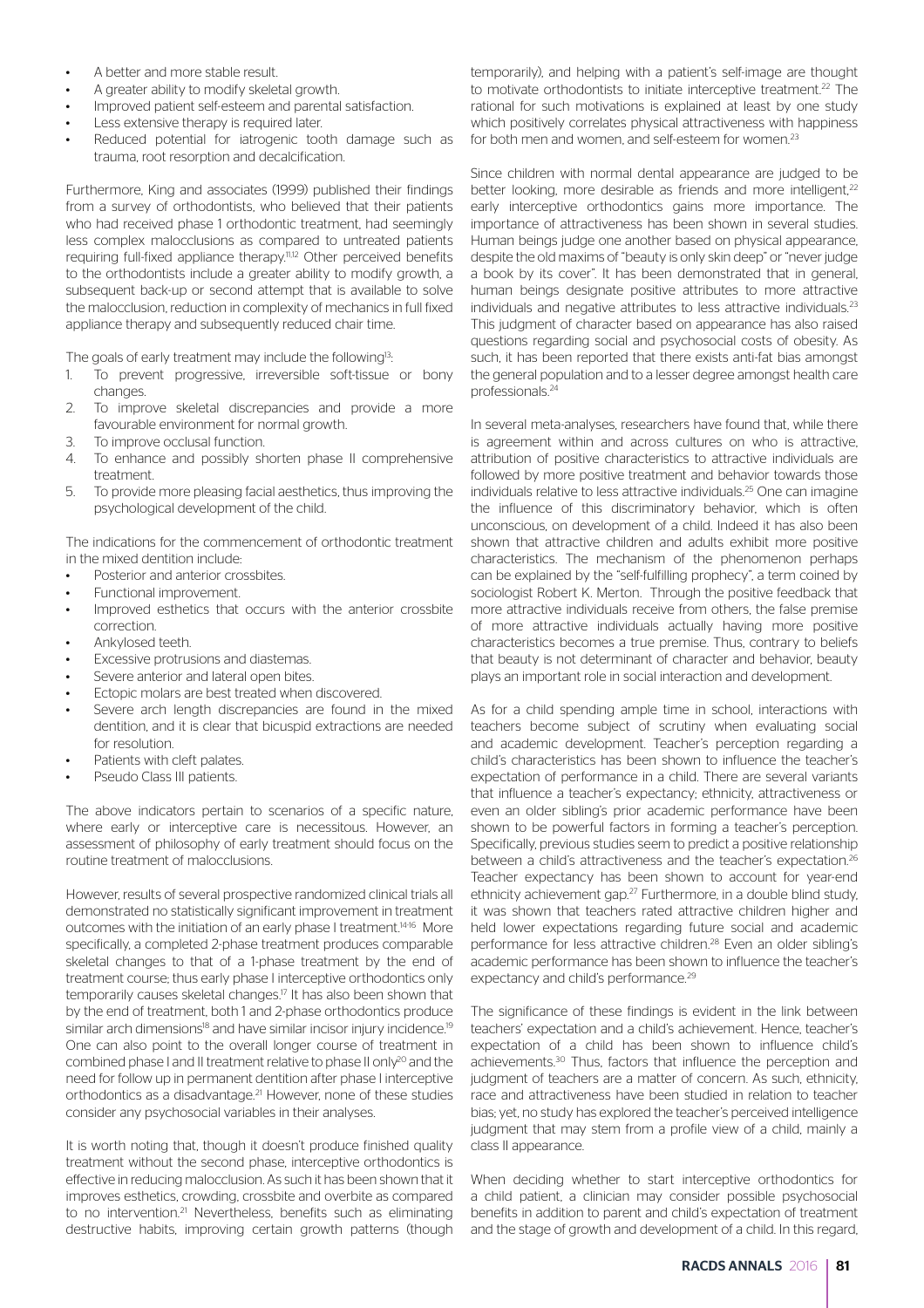- A better and more stable result.
- A greater ability to modify skeletal growth.
- Improved patient self-esteem and parental satisfaction.
- Less extensive therapy is required later.
- Reduced potential for iatrogenic tooth damage such as trauma, root resorption and decalcification.

Furthermore, King and associates (1999) published their findings from a survey of orthodontists, who believed that their patients who had received phase 1 orthodontic treatment, had seemingly less complex malocclusions as compared to untreated patients requiring full-fixed appliance therapy.[11,12] Other perceived benefits to the orthodontists include a greater ability to modify growth, a subsequent back-up or second attempt that is available to solve the malocclusion, reduction in complexity of mechanics in full fixed appliance therapy and subsequently reduced chair time.

The goals of early treatment may include the following[13]:

1. To prevent progressive, irreversible soft-tissue or bony changes.
2. To improve skeletal discrepancies and provide a more favourable environment for normal growth.
3. To improve occlusal function.
4. To enhance and possibly shorten phase II comprehensive treatment.
5. To provide more pleasing facial aesthetics, thus improving the psychological development of the child.

The indications for the commencement of orthodontic treatment in the mixed dentition include:

- Posterior and anterior crossbites.
- Functional improvement.
- Improved esthetics that occurs with the anterior crossbite correction.
- Ankylosed teeth.
- Excessive protrusions and diastemas.
- Severe anterior and lateral open bites.
- Ectopic molars are best treated when discovered.
- Severe arch length discrepancies are found in the mixed dentition, and it is clear that bicuspid extractions are needed for resolution.
- Patients with cleft palates.
- Pseudo Class III patients.

The above indicators pertain to scenarios of a specific nature, where early or interceptive care is necessitous. However, an assessment of philosophy of early treatment should focus on the routine treatment of malocclusions.

However, results of several prospective randomized clinical trials all demonstrated no statistically significant improvement in treatment outcomes with the initiation of an early phase I treatment.[14-16] More specifically, a completed 2-phase treatment produces comparable skeletal changes to that of a 1-phase treatment by the end of treatment course; thus early phase I interceptive orthodontics only temporarily causes skeletal changes.[17] It has also been shown that by the end of treatment, both 1 and 2-phase orthodontics produce similar arch dimensions[18] and have similar incisor injury incidence.[19] One can also point to the overall longer course of treatment in combined phase I and II treatment relative to phase II only[20] and the need for follow up in permanent dentition after phase I interceptive orthodontics as a disadvantage.[21] However, none of these studies consider any psychosocial variables in their analyses.

It is worth noting that, though it doesn't produce finished quality treatment without the second phase, interceptive orthodontics is effective in reducing malocclusion. As such it has been shown that it improves esthetics, crowding, crossbite and overbite as compared to no intervention.[21] Nevertheless, benefits such as eliminating destructive habits, improving certain growth patterns (though temporarily), and helping with a patient's self-image are thought to motivate orthodontists to initiate interceptive treatment.[22] The rational for such motivations is explained at least by one study which positively correlates physical attractiveness with happiness for both men and women, and self-esteem for women.[23]

Since children with normal dental appearance are judged to be better looking, more desirable as friends and more intelligent,[22] early interceptive orthodontics gains more importance. The importance of attractiveness has been shown in several studies. Human beings judge one another based on physical appearance, despite the old maxims of "beauty is only skin deep" or "never judge a book by its cover". It has been demonstrated that in general, human beings designate positive attributes to more attractive individuals and negative attributes to less attractive individuals.[23] This judgment of character based on appearance has also raised questions regarding social and psychosocial costs of obesity. As such, it has been reported that there exists anti-fat bias amongst the general population and to a lesser degree amongst health care professionals.[24]

In several meta-analyses, researchers have found that, while there is agreement within and across cultures on who is attractive, attribution of positive characteristics to attractive individuals are followed by more positive treatment and behavior towards those individuals relative to less attractive individuals.[25] One can imagine the influence of this discriminatory behavior, which is often unconscious, on development of a child. Indeed it has also been shown that attractive children and adults exhibit more positive characteristics. The mechanism of the phenomenon perhaps can be explained by the "self-fulfilling prophecy", a term coined by sociologist Robert K. Merton. Through the positive feedback that more attractive individuals receive from others, the false premise of more attractive individuals actually having more positive characteristics becomes a true premise. Thus, contrary to beliefs that beauty is not determinant of character and behavior, beauty plays an important role in social interaction and development.

As for a child spending ample time in school, interactions with teachers become subject of scrutiny when evaluating social and academic development. Teacher's perception regarding a child's characteristics has been shown to influence the teacher's expectation of performance in a child. There are several variants that influence a teacher's expectancy; ethnicity, attractiveness or even an older sibling's prior academic performance have been shown to be powerful factors in forming a teacher's perception. Specifically, previous studies seem to predict a positive relationship between a child's attractiveness and the teacher's expectation.[26] Teacher expectancy has been shown to account for year-end ethnicity achievement gap.[27] Furthermore, in a double blind study, it was shown that teachers rated attractive children higher and held lower expectations regarding future social and academic performance for less attractive children.[28] Even an older sibling's academic performance has been shown to influence the teacher's expectancy and child's performance.[29]

The significance of these findings is evident in the link between teachers' expectation and a child's achievement. Hence, teacher's expectation of a child has been shown to influence child's achievements.[30] Thus, factors that influence the perception and judgment of teachers are a matter of concern. As such, ethnicity, race and attractiveness have been studied in relation to teacher bias; yet, no study has explored the teacher's perceived intelligence judgment that may stem from a profile view of a child, mainly a class II appearance.

When deciding whether to start interceptive orthodontics for a child patient, a clinician may consider possible psychosocial benefits in addition to parent and child's expectation of treatment and the stage of growth and development of a child. In this regard,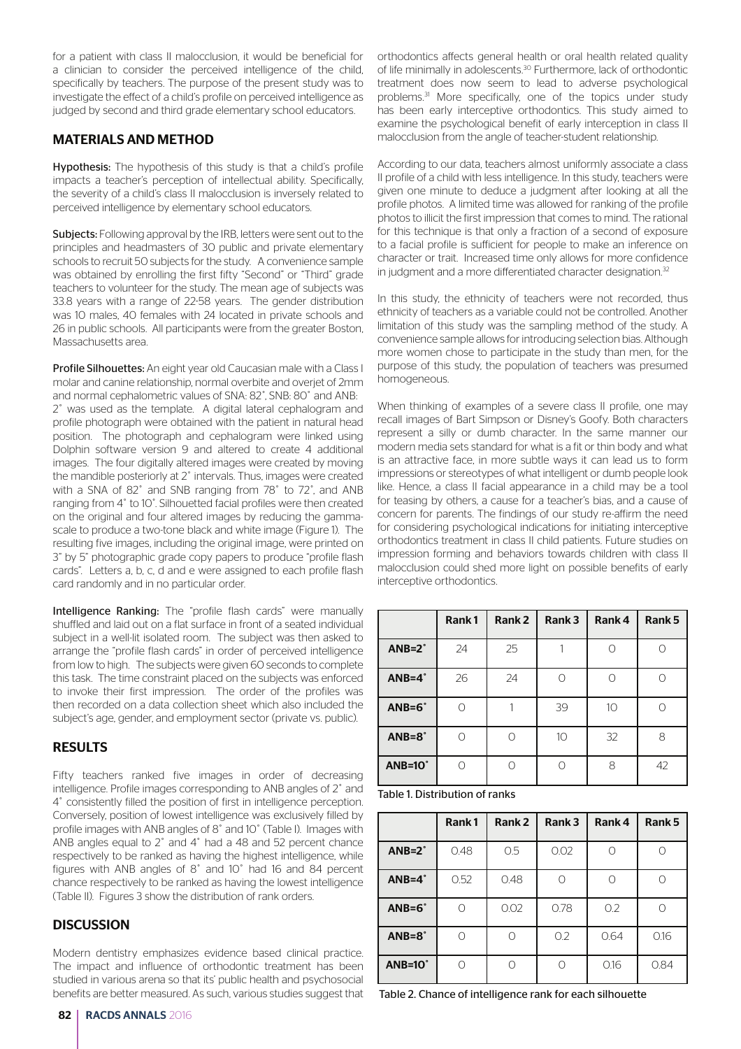for a patient with class II malocclusion, it would be beneficial for a clinician to consider the perceived intelligence of the child, specifically by teachers. The purpose of the present study was to investigate the effect of a child's profile on perceived intelligence as judged by second and third grade elementary school educators.

## MATERIALS AND METHOD

**Hypothesis:** The hypothesis of this study is that a child's profile impacts a teacher's perception of intellectual ability. Specifically, the severity of a child's class II malocclusion is inversely related to perceived intelligence by elementary school educators.

**Subjects:** Following approval by the IRB, letters were sent out to the principles and headmasters of 30 public and private elementary schools to recruit 50 subjects for the study. A convenience sample was obtained by enrolling the first fifty "Second" or "Third" grade teachers to volunteer for the study. The mean age of subjects was 33.8 years with a range of 22-58 years. The gender distribution was 10 males, 40 females with 24 located in private schools and 26 in public schools. All participants were from the greater Boston, Massachusetts area.

**Profile Silhouettes:** An eight year old Caucasian male with a Class I molar and canine relationship, normal overbite and overjet of 2mm and normal cephalometric values of SNA: 82˚, SNB: 80˚ and ANB: 2˚ was used as the template. A digital lateral cephalogram and profile photograph were obtained with the patient in natural head position. The photograph and cephalogram were linked using Dolphin software version 9 and altered to create 4 additional images. The four digitally altered images were created by moving the mandible posteriorly at 2˚ intervals. Thus, images were created with a SNA of 82˚ and SNB ranging from 78˚ to 72˚, and ANB ranging from 4˚ to 10˚. Silhouetted facial profiles were then created on the original and four altered images by reducing the gamma-scale to produce a two-tone black and white image (Figure 1). The resulting five images, including the original image, were printed on 3" by 5" photographic grade copy papers to produce "profile flash cards". Letters a, b, c, d and e were assigned to each profile flash card randomly and in no particular order.

**Intelligence Ranking:** The "profile flash cards" were manually shuffled and laid out on a flat surface in front of a seated individual subject in a well-lit isolated room. The subject was then asked to arrange the "profile flash cards" in order of perceived intelligence from low to high. The subjects were given 60 seconds to complete this task. The time constraint placed on the subjects was enforced to invoke their first impression. The order of the profiles was then recorded on a data collection sheet which also included the subject's age, gender, and employment sector (private vs. public).

## RESULTS

Fifty teachers ranked five images in order of decreasing intelligence. Profile images corresponding to ANB angles of 2˚ and 4˚ consistently filled the position of first in intelligence perception. Conversely, position of lowest intelligence was exclusively filled by profile images with ANB angles of 8˚ and 10˚ (Table I). Images with ANB angles equal to 2˚ and 4˚ had a 48 and 52 percent chance respectively to be ranked as having the highest intelligence, while figures with ANB angles of 8˚ and 10˚ had 16 and 84 percent chance respectively to be ranked as having the lowest intelligence (Table II). Figures 3 show the distribution of rank orders.

## DISCUSSION

Modern dentistry emphasizes evidence based clinical practice. The impact and influence of orthodontic treatment has been studied in various arena so that its' public health and psychosocial benefits are better measured. As such, various studies suggest that orthodontics affects general health or oral health related quality of life minimally in adolescents.[30] Furthermore, lack of orthodontic treatment does now seem to lead to adverse psychological problems.[31] More specifically, one of the topics under study has been early interceptive orthodontics. This study aimed to examine the psychological benefit of early interception in class II malocclusion from the angle of teacher-student relationship.

According to our data, teachers almost uniformly associate a class II profile of a child with less intelligence. In this study, teachers were given one minute to deduce a judgment after looking at all the profile photos. A limited time was allowed for ranking of the profile photos to illicit the first impression that comes to mind. The rational for this technique is that only a fraction of a second of exposure to a facial profile is sufficient for people to make an inference on character or trait. Increased time only allows for more confidence in judgment and a more differentiated character designation.[32]

In this study, the ethnicity of teachers were not recorded, thus ethnicity of teachers as a variable could not be controlled. Another limitation of this study was the sampling method of the study. A convenience sample allows for introducing selection bias. Although more women chose to participate in the study than men, for the purpose of this study, the population of teachers was presumed homogeneous.

When thinking of examples of a severe class II profile, one may recall images of Bart Simpson or Disney's Goofy. Both characters represent a silly or dumb character. In the same manner our modern media sets standard for what is a fit or thin body and what is an attractive face, in more subtle ways it can lead us to form impressions or stereotypes of what intelligent or dumb people look like. Hence, a class II facial appearance in a child may be a tool for teasing by others, a cause for a teacher's bias, and a cause of concern for parents. The findings of our study re-affirm the need for considering psychological indications for initiating interceptive orthodontics treatment in class II child patients. Future studies on impression forming and behaviors towards children with class II malocclusion could shed more light on possible benefits of early interceptive orthodontics.

| | Rank 1 | Rank 2 | Rank 3 | Rank 4 | Rank 5 |
|---|---|---|---|---|---|
| **ANB=2˚** | 24 | 25 | 1 | 0 | 0 |
| **ANB=4˚** | 26 | 24 | 0 | 0 | 0 |
| **ANB=6˚** | 0 | 1 | 39 | 10 | 0 |
| **ANB=8˚** | 0 | 0 | 10 | 32 | 8 |
| **ANB=10˚** | 0 | 0 | 0 | 8 | 42 |

Table 1. Distribution of ranks

| | Rank 1 | Rank 2 | Rank 3 | Rank 4 | Rank 5 |
|---|---|---|---|---|---|
| **ANB=2˚** | 0.48 | 0.5 | 0.02 | 0 | 0 |
| **ANB=4˚** | 0.52 | 0.48 | 0 | 0 | 0 |
| **ANB=6˚** | 0 | 0.02 | 0.78 | 0.2 | 0 |
| **ANB=8˚** | 0 | 0 | 0.2 | 0.64 | 0.16 |
| **ANB=10˚** | 0 | 0 | 0 | 0.16 | 0.84 |

Table 2. Chance of intelligence rank for each silhouette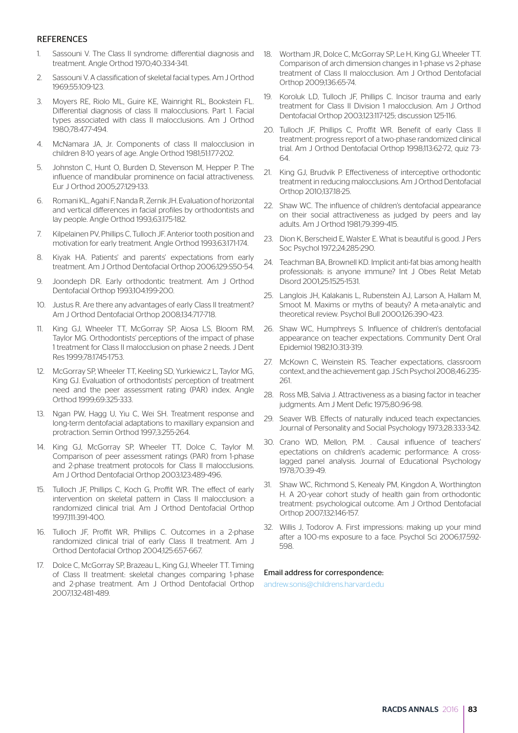## REFERENCES

1. Sassouni V. The Class II syndrome: differential diagnosis and treatment. Angle Orthod 1970;40:334-341.
2. Sassouni V. A classification of skeletal facial types. Am J Orthod 1969;55:109-123.
3. Moyers RE, Riolo ML, Guire KE, Wainright RL, Bookstein FL. Differential diagnosis of class II malocclusions. Part 1. Facial types associated with class II malocclusions. Am J Orthod 1980;78:477-494.
4. McNamara JA, Jr. Components of class II malocclusion in children 8-10 years of age. Angle Orthod 1981;51:177-202.
5. Johnston C, Hunt O, Burden D, Stevenson M, Hepper P. The influence of mandibular prominence on facial attractiveness. Eur J Orthod 2005;27:129-133.
6. Romani KL, Agahi F, Nanda R, Zernik JH. Evaluation of horizontal and vertical differences in facial profiles by orthodontists and lay people. Angle Orthod 1993;63:175-182.
7. Kilpelainen PV, Phillips C, Tulloch JF. Anterior tooth position and motivation for early treatment. Angle Orthod 1993;63:171-174.
8. Kiyak HA. Patients' and parents' expectations from early treatment. Am J Orthod Dentofacial Orthop 2006;129:S50-54.
9. Joondeph DR. Early orthodontic treatment. Am J Orthod Dentofacial Orthop 1993;104:199-200.
10. Justus R. Are there any advantages of early Class II treatment? Am J Orthod Dentofacial Orthop 2008;134:717-718.
11. King GJ, Wheeler TT, McGorray SP, Aiosa LS, Bloom RM, Taylor MG. Orthodontists' perceptions of the impact of phase 1 treatment for Class II malocclusion on phase 2 needs. J Dent Res 1999;78:1745-1753.
12. McGorray SP, Wheeler TT, Keeling SD, Yurkiewicz L, Taylor MG, King GJ. Evaluation of orthodontists' perception of treatment need and the peer assessment rating (PAR) index. Angle Orthod 1999;69:325-333.
13. Ngan PW, Hagg U, Yiu C, Wei SH. Treatment response and long-term dentofacial adaptations to maxillary expansion and protraction. Semin Orthod 1997;3:255-264.
14. King GJ, McGorray SP, Wheeler TT, Dolce C, Taylor M. Comparison of peer assessment ratings (PAR) from 1-phase and 2-phase treatment protocols for Class II malocclusions. Am J Orthod Dentofacial Orthop 2003;123:489-496.
15. Tulloch JF, Phillips C, Koch G, Proffit WR. The effect of early intervention on skeletal pattern in Class II malocclusion: a randomized clinical trial. Am J Orthod Dentofacial Orthop 1997;111:391-400.
16. Tulloch JF, Proffit WR, Phillips C. Outcomes in a 2-phase randomized clinical trial of early Class II treatment. Am J Orthod Dentofacial Orthop 2004;125:657-667.
17. Dolce C, McGorray SP, Brazeau L, King GJ, Wheeler TT. Timing of Class II treatment: skeletal changes comparing 1-phase and 2-phase treatment. Am J Orthod Dentofacial Orthop 2007;132:481-489.
18. Wortham JR, Dolce C, McGorray SP, Le H, King GJ, Wheeler TT. Comparison of arch dimension changes in 1-phase vs 2-phase treatment of Class II malocclusion. Am J Orthod Dentofacial Orthop 2009;136:65-74.
19. Koroluk LD, Tulloch JF, Phillips C. Incisor trauma and early treatment for Class II Division 1 malocclusion. Am J Orthod Dentofacial Orthop 2003;123:117-125; discussion 125-116.
20. Tulloch JF, Phillips C, Proffit WR. Benefit of early Class II treatment: progress report of a two-phase randomized clinical trial. Am J Orthod Dentofacial Orthop 1998;113:62-72, quiz 73-64.
21. King GJ, Brudvik P. Effectiveness of interceptive orthodontic treatment in reducing malocclusions. Am J Orthod Dentofacial Orthop 2010;137:18-25.
22. Shaw WC. The influence of children's dentofacial appearance on their social attractiveness as judged by peers and lay adults. Am J Orthod 1981;79:399-415.
23. Dion K, Berscheid E, Walster E. What is beautiful is good. J Pers Soc Psychol 1972;24:285-290.
24. Teachman BA, Brownell KD. Implicit anti-fat bias among health professionals: is anyone immune? Int J Obes Relat Metab Disord 2001;25:1525-1531.
25. Langlois JH, Kalakanis L, Rubenstein AJ, Larson A, Hallam M, Smoot M. Maxims or myths of beauty? A meta-analytic and theoretical review. Psychol Bull 2000;126:390-423.
26. Shaw WC, Humphreys S. Influence of children's dentofacial appearance on teacher expectations. Community Dent Oral Epidemiol 1982;10:313-319.
27. McKown C, Weinstein RS. Teacher expectations, classroom context, and the achievement gap. J Sch Psychol 2008;46:235-261.
28. Ross MB, Salvia J. Attractiveness as a biasing factor in teacher judgments. Am J Ment Defic 1975;80:96-98.
29. Seaver WB. Effects of naturally induced teach expectancies. Journal of Personality and Social Psychology 1973;28:333-342.
30. Crano WD, Mellon, P.M. . Causal influence of teachers' epectations on children's academic performance: A cross-lagged panel analysis. Journal of Educational Psychology 1978;70:39-49.
31. Shaw WC, Richmond S, Kenealy PM, Kingdon A, Worthington H. A 20-year cohort study of health gain from orthodontic treatment: psychological outcome. Am J Orthod Dentofacial Orthop 2007;132:146-157.
32. Willis J, Todorov A. First impressions: making up your mind after a 100-ms exposure to a face. Psychol Sci 2006;17:592-598.

Email address for correspondence:
andrew.sonis@childrens.harvard.edu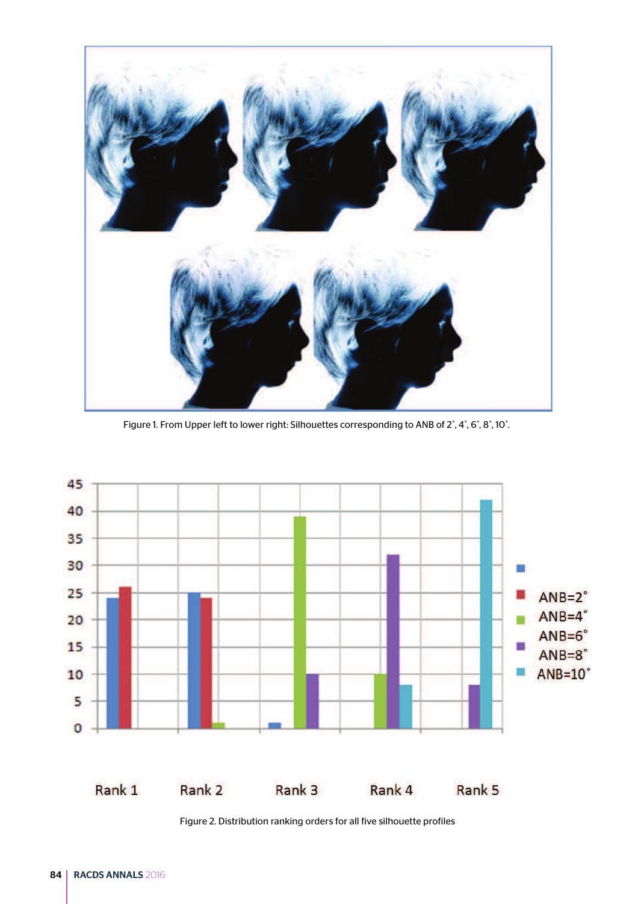Figure 1. From Upper left to lower right: Silhouettes corresponding to ANB of 2˚, 4˚, 6˚, 8˚, 10˚.

45
40
35
30
25
20
15
10
5
0

Rank 1
Rank 2
Rank 3
Rank 4
Rank 5

ANB=2˚
ANB=4˚
ANB=6˚
ANB=8˚
ANB=10˚

Figure 2. Distribution ranking orders for all five silhouette profiles